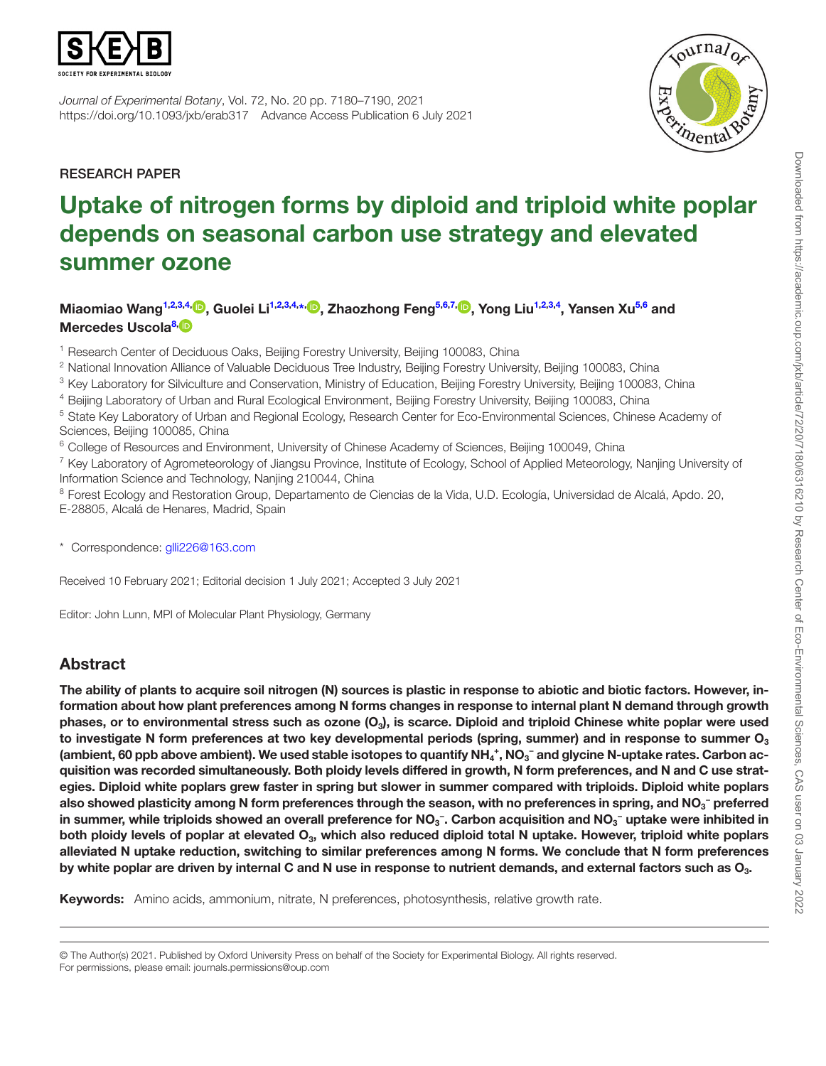RESEARCH PAPER

# Uptake of nitrogen forms by diploid and triploid white poplar depends on seasonal carbon use strategy and elevated summer ozone

**Miaomiao Wang[1,2,3,4], Guolei Li[1,2,3,4,*], Zhaozhong Feng[5,6,7], Yong Liu[1,2,3,4], Yansen Xu[5,6] and Mercedes Uscola[8]**

[1] Research Center of Deciduous Oaks, Beijing Forestry University, Beijing 100083, China

[2] National Innovation Alliance of Valuable Deciduous Tree Industry, Beijing Forestry University, Beijing 100083, China

[3] Key Laboratory for Silviculture and Conservation, Ministry of Education, Beijing Forestry University, Beijing 100083, China

[4] Beijing Laboratory of Urban and Rural Ecological Environment, Beijing Forestry University, Beijing 100083, China

[5] State Key Laboratory of Urban and Regional Ecology, Research Center for Eco-Environmental Sciences, Chinese Academy of Sciences, Beijing 100085, China

[6] College of Resources and Environment, University of Chinese Academy of Sciences, Beijing 100049, China

[7] Key Laboratory of Agrometeorology of Jiangsu Province, Institute of Ecology, School of Applied Meteorology, Nanjing University of Information Science and Technology, Nanjing 210044, China

[8] Forest Ecology and Restoration Group, Departamento de Ciencias de la Vida, U.D. Ecología, Universidad de Alcalá, Apdo. 20, E-28805, Alcalá de Henares, Madrid, Spain

* Correspondence: glli226@163.com

Received 10 February 2021; Editorial decision 1 July 2021; Accepted 3 July 2021

Editor: John Lunn, MPI of Molecular Plant Physiology, Germany

## Abstract

**The ability of plants to acquire soil nitrogen (N) sources is plastic in response to abiotic and biotic factors. However, information about how plant preferences among N forms changes in response to internal plant N demand through growth phases, or to environmental stress such as ozone ($O_3$), is scarce. Diploid and triploid Chinese white poplar were used to investigate N form preferences at two key developmental periods (spring, summer) and in response to summer $O_3$ (ambient, 60 ppb above ambient). We used stable isotopes to quantify $NH_4^+$, $NO_3^-$ and glycine N-uptake rates. Carbon acquisition was recorded simultaneously. Both ploidy levels differed in growth, N form preferences, and N and C use strategies. Diploid white poplars grew faster in spring but slower in summer compared with triploids. Diploid white poplars also showed plasticity among N form preferences through the season, with no preferences in spring, and $NO_3^-$ preferred in summer, while triploids showed an overall preference for $NO_3^-$. Carbon acquisition and $NO_3^-$ uptake were inhibited in both ploidy levels of poplar at elevated $O_3$, which also reduced diploid total N uptake. However, triploid white poplars alleviated N uptake reduction, switching to similar preferences among N forms. We conclude that N form preferences by white poplar are driven by internal C and N use in response to nutrient demands, and external factors such as $O_3$.**

**Keywords:** Amino acids, ammonium, nitrate, N preferences, photosynthesis, relative growth rate.

© The Author(s) 2021. Published by Oxford University Press on behalf of the Society for Experimental Biology. All rights reserved.
For permissions, please email: journals.permissions@oup.com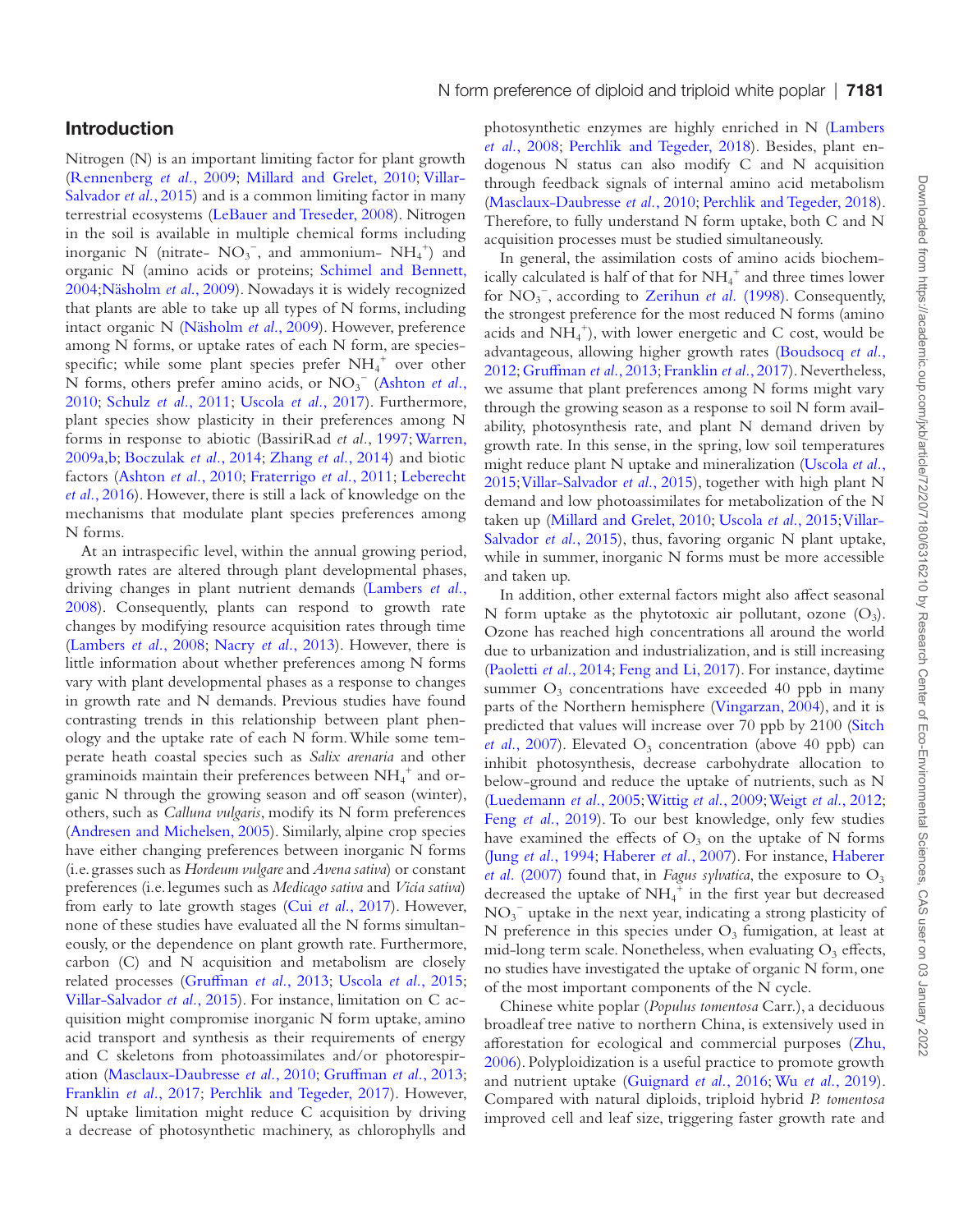## Introduction

Nitrogen (N) is an important limiting factor for plant growth (Rennenberg *et al.*, 2009; Millard and Grelet, 2010; Villar-Salvador *et al.*, 2015) and is a common limiting factor in many terrestrial ecosystems (LeBauer and Treseder, 2008). Nitrogen in the soil is available in multiple chemical forms including inorganic N (nitrate- $NO_3^-$, and ammonium- $NH_4^+$) and organic N (amino acids or proteins; Schimel and Bennett, 2004;Näsholm *et al.*, 2009). Nowadays it is widely recognized that plants are able to take up all types of N forms, including intact organic N (Näsholm *et al.*, 2009). However, preference among N forms, or uptake rates of each N form, are species-specific; while some plant species prefer $NH_4^+$ over other N forms, others prefer amino acids, or $NO_3^-$ (Ashton *et al.*, 2010; Schulz *et al.*, 2011; Uscola *et al.*, 2017). Furthermore, plant species show plasticity in their preferences among N forms in response to abiotic (BassiriRad *et al.*, 1997; Warren, 2009a,b; Boczulak *et al.*, 2014; Zhang *et al.*, 2014) and biotic factors (Ashton *et al.*, 2010; Fraterrigo *et al.*, 2011; Leberecht *et al.*, 2016). However, there is still a lack of knowledge on the mechanisms that modulate plant species preferences among N forms.

At an intraspecific level, within the annual growing period, growth rates are altered through plant developmental phases, driving changes in plant nutrient demands (Lambers *et al.*, 2008). Consequently, plants can respond to growth rate changes by modifying resource acquisition rates through time (Lambers *et al.*, 2008; Nacry *et al.*, 2013). However, there is little information about whether preferences among N forms vary with plant developmental phases as a response to changes in growth rate and N demands. Previous studies have found contrasting trends in this relationship between plant phenology and the uptake rate of each N form. While some temperate heath coastal species such as *Salix arenaria* and other graminoids maintain their preferences between $NH_4^+$ and organic N through the growing season and off season (winter), others, such as *Calluna vulgaris*, modify its N form preferences (Andresen and Michelsen, 2005). Similarly, alpine crop species have either changing preferences between inorganic N forms (i.e. grasses such as *Hordeum vulgare* and *Avena sativa*) or constant preferences (i.e. legumes such as *Medicago sativa* and *Vicia sativa*) from early to late growth stages (Cui *et al.*, 2017). However, none of these studies have evaluated all the N forms simultaneously, or the dependence on plant growth rate. Furthermore, carbon (C) and N acquisition and metabolism are closely related processes (Gruffman *et al.*, 2013; Uscola *et al.*, 2015; Villar-Salvador *et al.*, 2015). For instance, limitation on C acquisition might compromise inorganic N form uptake, amino acid transport and synthesis as their requirements of energy and C skeletons from photoassimilates and/or photorespiration (Masclaux-Daubresse *et al.*, 2010; Gruffman *et al.*, 2013; Franklin *et al.*, 2017; Perchlik and Tegeder, 2017). However, N uptake limitation might reduce C acquisition by driving a decrease of photosynthetic machinery, as chlorophylls and photosynthetic enzymes are highly enriched in N (Lambers *et al.*, 2008; Perchlik and Tegeder, 2018). Besides, plant endogenous N status can also modify C and N acquisition through feedback signals of internal amino acid metabolism (Masclaux-Daubresse *et al.*, 2010; Perchlik and Tegeder, 2018). Therefore, to fully understand N form uptake, both C and N acquisition processes must be studied simultaneously.

In general, the assimilation costs of amino acids biochemically calculated is half of that for $NH_4^+$ and three times lower for $NO_3^-$, according to Zerihun *et al.* (1998). Consequently, the strongest preference for the most reduced N forms (amino acids and $NH_4^+$), with lower energetic and C cost, would be advantageous, allowing higher growth rates (Boudsocq *et al.*, 2012; Gruffman *et al.*, 2013; Franklin *et al.*, 2017). Nevertheless, we assume that plant preferences among N forms might vary through the growing season as a response to soil N form availability, photosynthesis rate, and plant N demand driven by growth rate. In this sense, in the spring, low soil temperatures might reduce plant N uptake and mineralization (Uscola *et al.*, 2015; Villar-Salvador *et al.*, 2015), together with high plant N demand and low photoassimilates for metabolization of the N taken up (Millard and Grelet, 2010; Uscola *et al.*, 2015; Villar-Salvador *et al.*, 2015), thus, favoring organic N plant uptake, while in summer, inorganic N forms must be more accessible and taken up.

In addition, other external factors might also affect seasonal N form uptake as the phytotoxic air pollutant, ozone ($O_3$). Ozone has reached high concentrations all around the world due to urbanization and industrialization, and is still increasing (Paoletti *et al.*, 2014; Feng and Li, 2017). For instance, daytime summer $O_3$ concentrations have exceeded 40 ppb in many parts of the Northern hemisphere (Vingarzan, 2004), and it is predicted that values will increase over 70 ppb by 2100 (Sitch *et al.*, 2007). Elevated $O_3$ concentration (above 40 ppb) can inhibit photosynthesis, decrease carbohydrate allocation to below-ground and reduce the uptake of nutrients, such as N (Luedemann *et al.*, 2005; Wittig *et al.*, 2009; Weigt *et al.*, 2012; Feng *et al.*, 2019). To our best knowledge, only few studies have examined the effects of $O_3$ on the uptake of N forms (Jung *et al.*, 1994; Haberer *et al.*, 2007). For instance, Haberer *et al.* (2007) found that, in *Fagus sylvatica*, the exposure to $O_3$ decreased the uptake of $NH_4^+$ in the first year but decreased $NO_3^-$ uptake in the next year, indicating a strong plasticity of N preference in this species under $O_3$ fumigation, at least at mid-long term scale. Nonetheless, when evaluating $O_3$ effects, no studies have investigated the uptake of organic N form, one of the most important components of the N cycle.

Chinese white poplar (*Populus tomentosa* Carr.), a deciduous broadleaf tree native to northern China, is extensively used in afforestation for ecological and commercial purposes (Zhu, 2006). Polyploidization is a useful practice to promote growth and nutrient uptake (Guignard *et al.*, 2016; Wu *et al.*, 2019). Compared with natural diploids, triploid hybrid *P. tomentosa* improved cell and leaf size, triggering faster growth rate and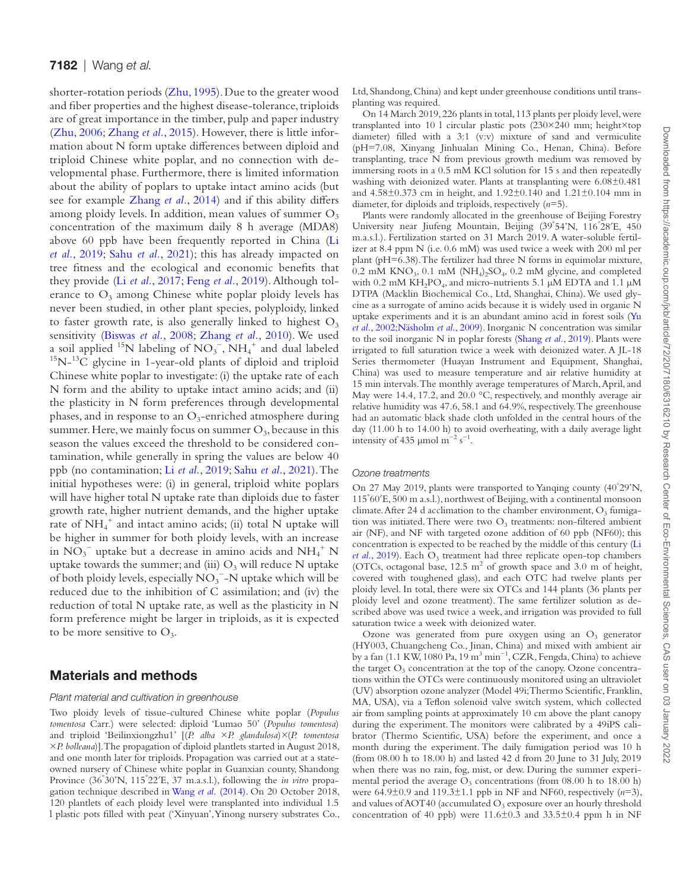shorter-rotation periods (Zhu, 1995). Due to the greater wood and fiber properties and the highest disease-tolerance, triploids are of great importance in the timber, pulp and paper industry (Zhu, 2006; Zhang *et al.*, 2015). However, there is little information about N form uptake differences between diploid and triploid Chinese white poplar, and no connection with developmental phase. Furthermore, there is limited information about the ability of poplars to uptake intact amino acids (but see for example Zhang *et al.*, 2014) and if this ability differs among ploidy levels. In addition, mean values of summer $O_3$ concentration of the maximum daily 8 h average (MDA8) above 60 ppb have been frequently reported in China (Li *et al.*, 2019; Sahu *et al.*, 2021); this has already impacted on tree fitness and the ecological and economic benefits that they provide (Li *et al.*, 2017; Feng *et al.*, 2019). Although tolerance to $O_3$ among Chinese white poplar ploidy levels has never been studied, in other plant species, polyploidy, linked to faster growth rate, is also generally linked to highest $O_3$ sensitivity (Biswas *et al.*, 2008; Zhang *et al.*, 2010). We used a soil applied $^{15}$N labeling of $NO_3^-$, $NH_4^+$ and dual labeled $^{15}$N-$^{13}$C glycine in 1-year-old plants of diploid and triploid Chinese white poplar to investigate: (i) the uptake rate of each N form and the ability to uptake intact amino acids; and (ii) the plasticity in N form preferences through developmental phases, and in response to an $O_3$-enriched atmosphere during summer. Here, we mainly focus on summer $O_3$, because in this season the values exceed the threshold to be considered contamination, while generally in spring the values are below 40 ppb (no contamination; Li *et al.*, 2019; Sahu *et al.*, 2021). The initial hypotheses were: (i) in general, triploid white poplars will have higher total N uptake rate than diploids due to faster growth rate, higher nutrient demands, and the higher uptake rate of $NH_4^+$ and intact amino acids; (ii) total N uptake will be higher in summer for both ploidy levels, with an increase in $NO_3^-$ uptake but a decrease in amino acids and $NH_4^+$ N uptake towards the summer; and (iii) $O_3$ will reduce N uptake of both ploidy levels, especially $NO_3^-$-N uptake which will be reduced due to the inhibition of C assimilation; and (iv) the reduction of total N uptake rate, as well as the plasticity in N form preference might be larger in triploids, as it is expected to be more sensitive to $O_3$.

## Materials and methods

### Plant material and cultivation in greenhouse

Two ploidy levels of tissue-cultured Chinese white poplar (*Populus tomentosa* Carr.) were selected: diploid 'Lumao 50' (*Populus tomentosa*) and triploid 'Beilinxiongzhu1' [(*P. alba* ×*P. glandulosa*)×(*P. tomentosa* ×*P. bolleana*)]. The propagation of diploid plantlets started in August 2018, and one month later for triploids. Propagation was carried out at a state-owned nursery of Chinese white poplar in Guanxian county, Shandong Province (36°30′N, 115°22′E, 37 m.a.s.l.), following the *in vitro* propagation technique described in Wang *et al.* (2014). On 20 October 2018, 120 plantlets of each ploidy level were transplanted into individual 1.5 l plastic pots filled with peat ('Xinyuan', Yinong nursery substrates Co., Ltd, Shandong, China) and kept under greenhouse conditions until transplanting was required.

On 14 March 2019, 226 plants in total, 113 plants per ploidy level, were transplanted into 10 l circular plastic pots (230×240 mm; height×top diameter) filled with a 3:1 (v:v) mixture of sand and vermiculite (pH=7.08, Xinyang Jinhualan Mining Co., Henan, China). Before transplanting, trace N from previous growth medium was removed by immersing roots in a 0.5 mM KCl solution for 15 s and then repeatedly washing with deionized water. Plants at transplanting were 6.08±0.481 and 4.58±0.373 cm in height, and 1.92±0.140 and 1.21±0.104 mm in diameter, for diploids and triploids, respectively ($n$=5).

Plants were randomly allocated in the greenhouse of Beijing Forestry University near Jiufeng Mountain, Beijing (39°54′N, 116°28′E, 450 m.a.s.l.). Fertilization started on 31 March 2019. A water-soluble fertilizer at 8.4 ppm N (i.e. 0.6 mM) was used twice a week with 200 ml per plant (pH=6.38). The fertilizer had three N forms in equimolar mixture, 0.2 mM $KNO_3$, 0.1 mM $(NH_4)_2SO_4$, 0.2 mM glycine, and completed with 0.2 mM $KH_2PO_4$, and micro-nutrients 5.1 μM EDTA and 1.1 μM DTPA (Macklin Biochemical Co., Ltd, Shanghai, China). We used glycine as a surrogate of amino acids because it is widely used in organic N uptake experiments and it is an abundant amino acid in forest soils (Yu *et al.*, 2002; Näsholm *et al.*, 2009). Inorganic N concentration was similar to the soil inorganic N in poplar forests (Shang *et al.*, 2019). Plants were irrigated to full saturation twice a week with deionized water. A JL-18 Series thermometer (Huayan Instrument and Equipment, Shanghai, China) was used to measure temperature and air relative humidity at 15 min intervals. The monthly average temperatures of March, April, and May were 14.4, 17.2, and 20.0 °C, respectively, and monthly average air relative humidity was 47.6, 58.1 and 64.9%, respectively. The greenhouse had an automatic black shade cloth unfolded in the central hours of the day (11.00 h to 14.00 h) to avoid overheating, with a daily average light intensity of 435 μmol m$^{-2}$ s$^{-1}$.

### Ozone treatments

On 27 May 2019, plants were transported to Yanqing county (40°29′N, 115°60′E, 500 m a.s.l.), northwest of Beijing, with a continental monsoon climate. After 24 d acclimation to the chamber environment, $O_3$ fumigation was initiated. There were two $O_3$ treatments: non-filtered ambient air (NF), and NF with targeted ozone addition of 60 ppb (NF60); this concentration is expected to be reached by the middle of this century (Li *et al.*, 2019). Each $O_3$ treatment had three replicate open-top chambers (OTCs, octagonal base, 12.5 m$^2$ of growth space and 3.0 m of height, covered with toughened glass), and each OTC had twelve plants per ploidy level. In total, there were six OTCs and 144 plants (36 plants per ploidy level and ozone treatment). The same fertilizer solution as described above was used twice a week, and irrigation was provided to full saturation twice a week with deionized water.

Ozone was generated from pure oxygen using an $O_3$ generator (HY003, Chuangcheng Co., Jinan, China) and mixed with ambient air by a fan (1.1 KW, 1080 Pa, 19 m$^3$ min$^{-1}$, CZR, Fengda, China) to achieve the target $O_3$ concentration at the top of the canopy. Ozone concentrations within the OTCs were continuously monitored using an ultraviolet (UV) absorption ozone analyzer (Model 49i; Thermo Scientific, Franklin, MA, USA), via a Teflon solenoid valve switch system, which collected air from sampling points at approximately 10 cm above the plant canopy during the experiment. The monitors were calibrated by a 49iPS calibrator (Thermo Scientific, USA) before the experiment, and once a month during the experiment. The daily fumigation period was 10 h (from 08.00 h to 18.00 h) and lasted 42 d from 20 June to 31 July, 2019 when there was no rain, fog, mist, or dew. During the summer experimental period the average $O_3$ concentrations (from 08.00 h to 18.00 h) were 64.9±0.9 and 119.3±1.1 ppb in NF and NF60, respectively ($n$=3), and values of AOT40 (accumulated $O_3$ exposure over an hourly threshold concentration of 40 ppb) were 11.6±0.3 and 33.5±0.4 ppm h in NF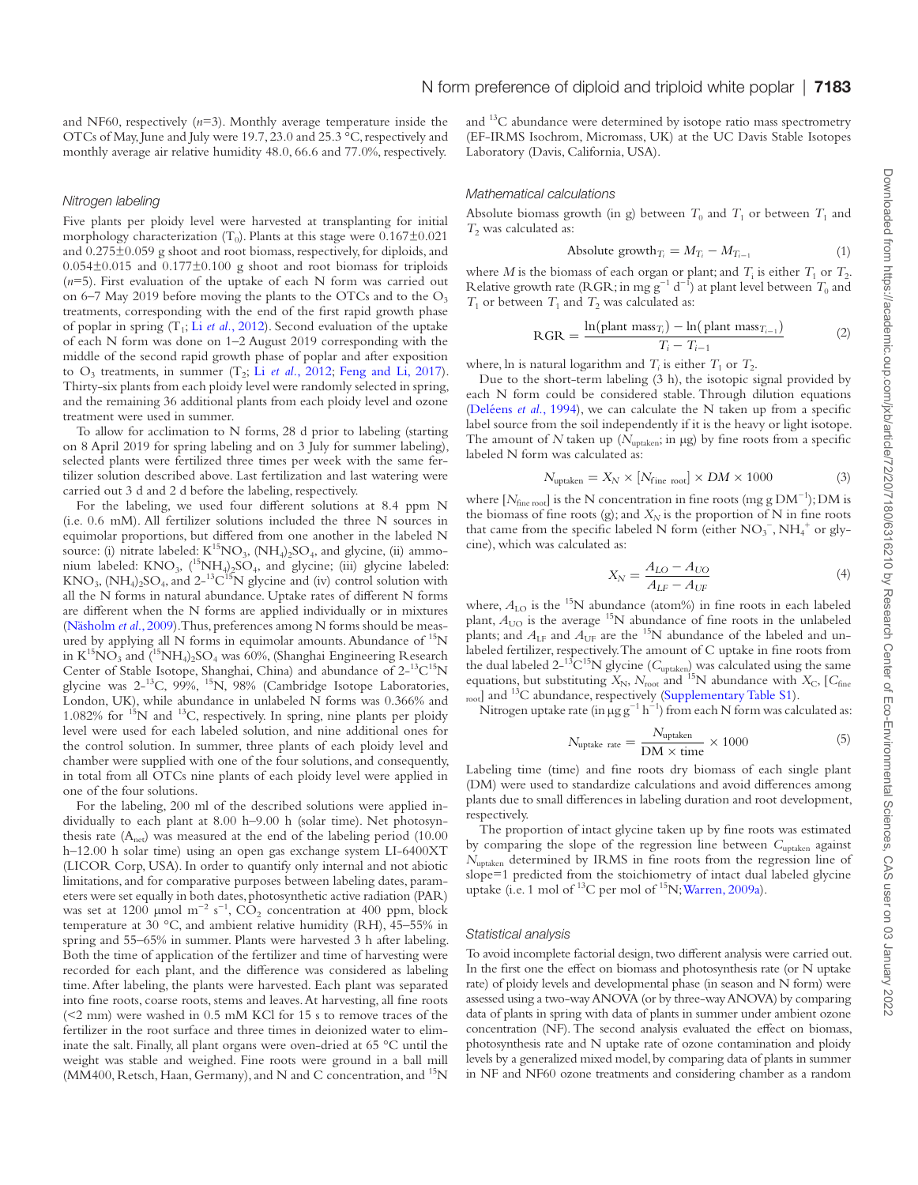and NF60, respectively ($n$=3). Monthly average temperature inside the OTCs of May, June and July were 19.7, 23.0 and 25.3 °C, respectively and monthly average air relative humidity 48.0, 66.6 and 77.0%, respectively.

### *Nitrogen labeling*

Five plants per ploidy level were harvested at transplanting for initial morphology characterization ($T_0$). Plants at this stage were 0.167±0.021 and 0.275±0.059 g shoot and root biomass, respectively, for diploids, and 0.054±0.015 and 0.177±0.100 g shoot and root biomass for triploids ($n$=5). First evaluation of the uptake of each N form was carried out on 6–7 May 2019 before moving the plants to the OTCs and to the $O_3$ treatments, corresponding with the end of the first rapid growth phase of poplar in spring ($T_1$; Li *et al.*, 2012). Second evaluation of the uptake of each N form was done on 1–2 August 2019 corresponding with the middle of the second rapid growth phase of poplar and after exposition to $O_3$ treatments, in summer ($T_2$; Li *et al.*, 2012; Feng and Li, 2017). Thirty-six plants from each ploidy level were randomly selected in spring, and the remaining 36 additional plants from each ploidy level and ozone treatment were used in summer.

To allow for acclimation to N forms, 28 d prior to labeling (starting on 8 April 2019 for spring labeling and on 3 July for summer labeling), selected plants were fertilized three times per week with the same fertilizer solution described above. Last fertilization and last watering were carried out 3 d and 2 d before the labeling, respectively.

For the labeling, we used four different solutions at 8.4 ppm N (i.e. 0.6 mM). All fertilizer solutions included the three N sources in equimolar proportions, but differed from one another in the labeled N source: (i) nitrate labeled: $K^{15}NO_3$, $(NH_4)_2SO_4$, and glycine, (ii) ammonium labeled: $KNO_3$, $(^{15}NH_4)_2SO_4$, and glycine; (iii) glycine labeled: $KNO_3$, $(NH_4)_2SO_4$, and 2-$^{13}C^{15}N$ glycine and (iv) control solution with all the N forms in natural abundance. Uptake rates of different N forms are different when the N forms are applied individually or in mixtures (Näsholm *et al.*, 2009). Thus, preferences among N forms should be measured by applying all N forms in equimolar amounts. Abundance of $^{15}N$ in $K^{15}NO_3$ and $(^{15}NH_4)_2SO_4$ was 60%, (Shanghai Engineering Research Center of Stable Isotope, Shanghai, China) and abundance of 2-$^{13}C^{15}N$ glycine was 2-$^{13}C$, 99%, $^{15}N$, 98% (Cambridge Isotope Laboratories, London, UK), while abundance in unlabeled N forms was 0.366% and 1.082% for $^{15}N$ and $^{13}C$, respectively. In spring, nine plants per ploidy level were used for each labeled solution, and nine additional ones for the control solution. In summer, three plants of each ploidy level and chamber were supplied with one of the four solutions, and consequently, in total from all OTCs nine plants of each ploidy level were applied in one of the four solutions.

For the labeling, 200 ml of the described solutions were applied individually to each plant at 8.00 h–9.00 h (solar time). Net photosynthesis rate ($A_{net}$) was measured at the end of the labeling period (10.00 h–12.00 h solar time) using an open gas exchange system LI-6400XT (LICOR Corp, USA). In order to quantify only internal and not abiotic limitations, and for comparative purposes between labeling dates, parameters were set equally in both dates, photosynthetic active radiation (PAR) was set at 1200 µmol m$^{-2}$ s$^{-1}$, $CO_2$ concentration at 400 ppm, block temperature at 30 °C, and ambient relative humidity (RH), 45–55% in spring and 55–65% in summer. Plants were harvested 3 h after labeling. Both the time of application of the fertilizer and time of harvesting were recorded for each plant, and the difference was considered as labeling time. After labeling, the plants were harvested. Each plant was separated into fine roots, coarse roots, stems and leaves. At harvesting, all fine roots (<2 mm) were washed in 0.5 mM KCl for 15 s to remove traces of the fertilizer in the root surface and three times in deionized water to eliminate the salt. Finally, all plant organs were oven-dried at 65 °C until the weight was stable and weighed. Fine roots were ground in a ball mill (MM400, Retsch, Haan, Germany), and N and C concentration, and $^{15}N$ and $^{13}C$ abundance were determined by isotope ratio mass spectrometry (EF-IRMS Isochrom, Micromass, UK) at the UC Davis Stable Isotopes Laboratory (Davis, California, USA).

### *Mathematical calculations*

Absolute biomass growth (in g) between $T_0$ and $T_1$ or between $T_1$ and $T_2$ was calculated as:

$$\text{Absolute growth}_{T_i} = M_{T_i} - M_{T_{i-1}} \tag{1}$$

where $M$ is the biomass of each organ or plant; and $T_i$ is either $T_1$ or $T_2$. Relative growth rate (RGR; in mg g$^{-1}$ d$^{-1}$) at plant level between $T_0$ and $T_1$ or between $T_1$ and $T_2$ was calculated as:

$$\text{RGR} = \frac{\ln(\text{plant mass}_{T_i}) - \ln(\text{plant mass}_{T_{i-1}})}{T_i - T_{i-1}} \tag{2}$$

where, ln is natural logarithm and $T_i$ is either $T_1$ or $T_2$.

Due to the short-term labeling (3 h), the isotopic signal provided by each N form could be considered stable. Through dilution equations (Deléens *et al.*, 1994), we can calculate the N taken up from a specific label source from the soil independently if it is the heavy or light isotope. The amount of $N$ taken up ($N_{\text{uptaken}}$; in µg) by fine roots from a specific labeled N form was calculated as:

$$N_{\text{uptaken}} = X_N \times [N_{\text{fine root}}] \times DM \times 1000 \tag{3}$$

where $[N_{\text{fine root}}]$ is the N concentration in fine roots (mg g DM$^{-1}$); DM is the biomass of fine roots (g); and $X_N$ is the proportion of N in fine roots that came from the specific labeled N form (either $NO_3^-$, $NH_4^+$ or glycine), which was calculated as:

$$X_N = \frac{A_{LO} - A_{UO}}{A_{LF} - A_{UF}} \tag{4}$$

where, $A_{\text{LO}}$ is the $^{15}N$ abundance (atom%) in fine roots in each labeled plant, $A_{\text{UO}}$ is the average $^{15}N$ abundance of fine roots in the unlabeled plants; and $A_{\text{LF}}$ and $A_{\text{UF}}$ are the $^{15}N$ abundance of the labeled and unlabeled fertilizer, respectively. The amount of C uptake in fine roots from the dual labeled 2-$^{13}C^{15}N$ glycine ($C_{\text{uptaken}}$) was calculated using the same equations, but substituting $X_N$, $N_{\text{root}}$ and $^{15}N$ abundance with $X_C$, $[C_{\text{fine root}}]$ and $^{13}C$ abundance, respectively (Supplementary Table S1).

Nitrogen uptake rate (in µg g$^{-1}$ h$^{-1}$) from each N form was calculated as:

$$N_{\text{uptake rate}} = \frac{N_{\text{uptaken}}}{\text{DM} \times \text{time}} \times 1000 \tag{5}$$

Labeling time (time) and fine roots dry biomass of each single plant (DM) were used to standardize calculations and avoid differences among plants due to small differences in labeling duration and root development, respectively.

The proportion of intact glycine taken up by fine roots was estimated by comparing the slope of the regression line between $C_{\text{uptaken}}$ against $N_{\text{uptaken}}$ determined by IRMS in fine roots from the regression line of slope=1 predicted from the stoichiometry of intact dual labeled glycine uptake (i.e. 1 mol of $^{13}C$ per mol of $^{15}N$; Warren, 2009a).

### *Statistical analysis*

To avoid incomplete factorial design, two different analysis were carried out. In the first one the effect on biomass and photosynthesis rate (or N uptake rate) of ploidy levels and developmental phase (in season and N form) were assessed using a two-way ANOVA (or by three-way ANOVA) by comparing data of plants in spring with data of plants in summer under ambient ozone concentration (NF). The second analysis evaluated the effect on biomass, photosynthesis rate and N uptake rate of ozone contamination and ploidy levels by a generalized mixed model, by comparing data of plants in summer in NF and NF60 ozone treatments and considering chamber as a random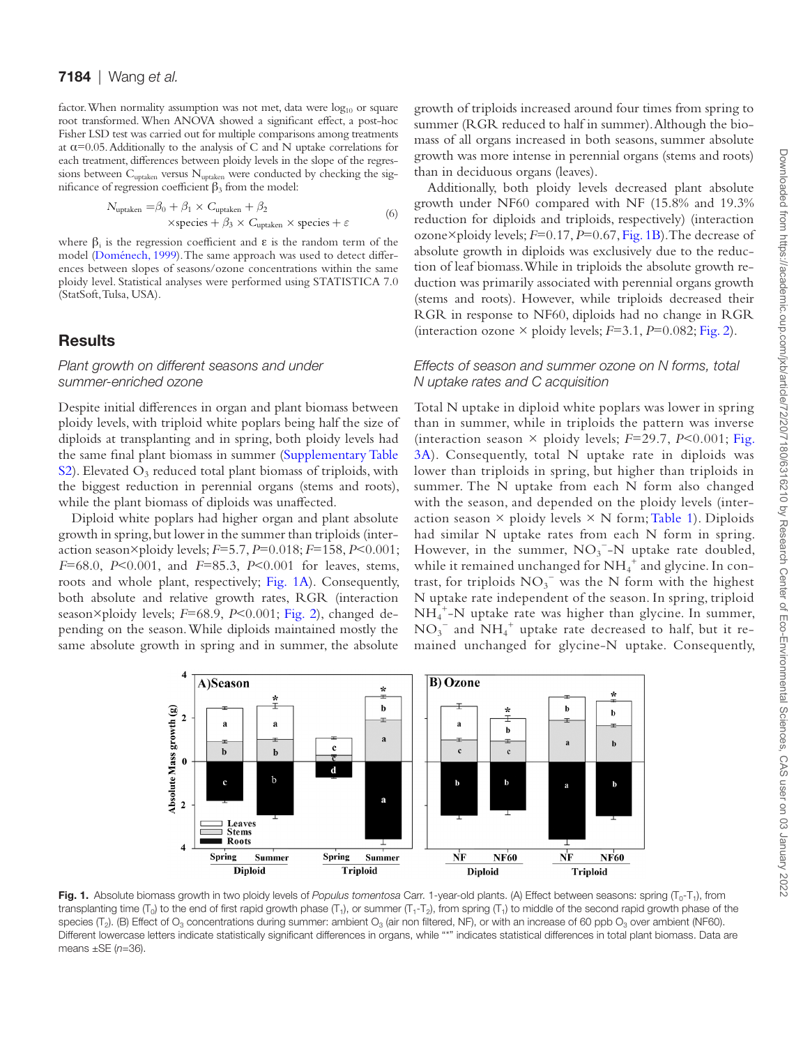factor. When normality assumption was not met, data were $\log_{10}$ or square root transformed. When ANOVA showed a significant effect, a post-hoc Fisher LSD test was carried out for multiple comparisons among treatments at $\alpha$=0.05. Additionally to the analysis of C and N uptake correlations for each treatment, differences between ploidy levels in the slope of the regressions between $C_{uptaken}$ versus $N_{uptaken}$ were conducted by checking the significance of regression coefficient $\beta_3$ from the model:

$$N_{\text{uptaken}} = \beta_0 + \beta_1 \times C_{\text{uptaken}} + \beta_2 \times \text{species} + \beta_3 \times C_{\text{uptaken}} \times \text{species} + \varepsilon \quad (6)$$

where $\beta_i$ is the regression coefficient and $\varepsilon$ is the random term of the model (Doménech, 1999). The same approach was used to detect differences between slopes of seasons/ozone concentrations within the same ploidy level. Statistical analyses were performed using STATISTICA 7.0 (StatSoft, Tulsa, USA).

## Results

### *Plant growth on different seasons and under summer-enriched ozone*

Despite initial differences in organ and plant biomass between ploidy levels, with triploid white poplars being half the size of diploids at transplanting and in spring, both ploidy levels had the same final plant biomass in summer (Supplementary Table S2). Elevated $O_3$ reduced total plant biomass of triploids, with the biggest reduction in perennial organs (stems and roots), while the plant biomass of diploids was unaffected.

Diploid white poplars had higher organ and plant absolute growth in spring, but lower in the summer than triploids (interaction season×ploidy levels; $F$=5.7, $P$=0.018; $F$=158, $P$<0.001; $F$=68.0, $P$<0.001, and $F$=85.3, $P$<0.001 for leaves, stems, roots and whole plant, respectively; Fig. 1A). Consequently, both absolute and relative growth rates, RGR (interaction season×ploidy levels; $F$=68.9, $P$<0.001; Fig. 2), changed depending on the season. While diploids maintained mostly the same absolute growth in spring and in summer, the absolute growth of triploids increased around four times from spring to summer (RGR reduced to half in summer). Although the biomass of all organs increased in both seasons, summer absolute growth was more intense in perennial organs (stems and roots) than in deciduous organs (leaves).

Additionally, both ploidy levels decreased plant absolute growth under NF60 compared with NF (15.8% and 19.3% reduction for diploids and triploids, respectively) (interaction ozone×ploidy levels; $F$=0.17, $P$=0.67, Fig. 1B). The decrease of absolute growth in diploids was exclusively due to the reduction of leaf biomass. While in triploids the absolute growth reduction was primarily associated with perennial organs growth (stems and roots). However, while triploids decreased their RGR in response to NF60, diploids had no change in RGR (interaction ozone × ploidy levels; $F$=3.1, $P$=0.082; Fig. 2).

### *Effects of season and summer ozone on N forms, total N uptake rates and C acquisition*

Total N uptake in diploid white poplars was lower in spring than in summer, while in triploids the pattern was inverse (interaction season × ploidy levels; $F$=29.7, $P$<0.001; Fig. 3A). Consequently, total N uptake rate in diploids was lower than triploids in spring, but higher than triploids in summer. The N uptake from each N form also changed with the season, and depended on the ploidy levels (interaction season × ploidy levels × N form; Table 1). Diploids had similar N uptake rates from each N form in spring. However, in the summer, $NO_3^-$-N uptake rate doubled, while it remained unchanged for $NH_4^+$ and glycine. In contrast, for triploids $NO_3^-$ was the N form with the highest N uptake rate independent of the season. In spring, triploid $NH_4^+$-N uptake rate was higher than glycine. In summer, $NO_3^-$ and $NH_4^+$ uptake rate decreased to half, but it remained unchanged for glycine-N uptake. Consequently,

**Fig. 1.** Absolute biomass growth in two ploidy levels of *Populus tomentosa* Carr. 1-year-old plants. (A) Effect between seasons: spring ($T_0$-$T_1$), from transplanting time ($T_0$) to the end of first rapid growth phase ($T_1$), or summer ($T_1$-$T_2$), from spring ($T_1$) to middle of the second rapid growth phase of the species ($T_2$). (B) Effect of $O_3$ concentrations during summer: ambient $O_3$ (air non filtered, NF), or with an increase of 60 ppb $O_3$ over ambient (NF60). Different lowercase letters indicate statistically significant differences in organs, while "*" indicates statistical differences in total plant biomass. Data are means ±SE ($n$=36).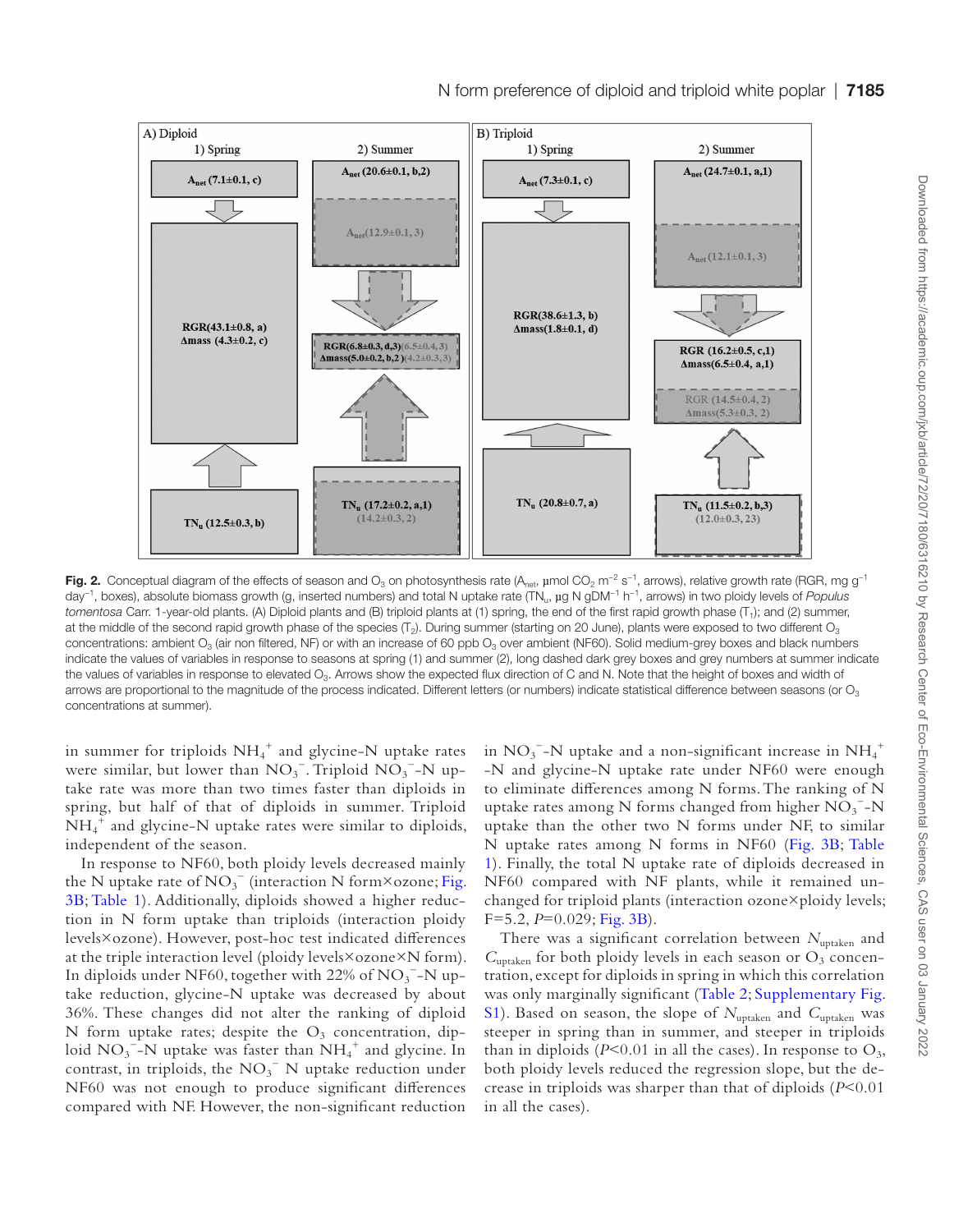Fig. 2. Conceptual diagram of the effects of season and $O_3$ on photosynthesis rate ($A_{net}$, μmol $CO_2$ $m^{-2}$ $s^{-1}$, arrows), relative growth rate (RGR, mg $g^{-1}$ $day^{-1}$, boxes), absolute biomass growth (g, inserted numbers) and total N uptake rate ($TN_u$, μg N $gDM^{-1}$ $h^{-1}$, arrows) in two ploidy levels of *Populus tomentosa* Carr. 1-year-old plants. (A) Diploid plants and (B) triploid plants at (1) spring, the end of the first rapid growth phase ($T_1$); and (2) summer, at the middle of the second rapid growth phase of the species ($T_2$). During summer (starting on 20 June), plants were exposed to two different $O_3$ concentrations: ambient $O_3$ (air non filtered, NF) or with an increase of 60 ppb $O_3$ over ambient (NF60). Solid medium-grey boxes and black numbers indicate the values of variables in response to seasons at spring (1) and summer (2), long dashed dark grey boxes and grey numbers at summer indicate the values of variables in response to elevated $O_3$. Arrows show the expected flux direction of C and N. Note that the height of boxes and width of arrows are proportional to the magnitude of the process indicated. Different letters (or numbers) indicate statistical difference between seasons (or $O_3$ concentrations at summer).

in summer for triploids $NH_4^+$ and glycine-N uptake rates were similar, but lower than $NO_3^-$. Triploid $NO_3^-$-N uptake rate was more than two times faster than diploids in spring, but half of that of diploids in summer. Triploid $NH_4^+$ and glycine-N uptake rates were similar to diploids, independent of the season.

In response to NF60, both ploidy levels decreased mainly the N uptake rate of $NO_3^-$ (interaction N form×ozone; Fig. 3B; Table 1). Additionally, diploids showed a higher reduction in N form uptake than triploids (interaction ploidy levels×ozone). However, post-hoc test indicated differences at the triple interaction level (ploidy levels×ozone×N form). In diploids under NF60, together with 22% of $NO_3^-$-N uptake reduction, glycine-N uptake was decreased by about 36%. These changes did not alter the ranking of diploid N form uptake rates; despite the $O_3$ concentration, diploid $NO_3^-$-N uptake was faster than $NH_4^+$ and glycine. In contrast, in triploids, the $NO_3^-$ N uptake reduction under NF60 was not enough to produce significant differences compared with NF. However, the non-significant reduction in $NO_3^-$-N uptake and a non-significant increase in $NH_4^+$-N and glycine-N uptake rate under NF60 were enough to eliminate differences among N forms. The ranking of N uptake rates among N forms changed from higher $NO_3^-$-N uptake than the other two N forms under NF, to similar N uptake rates among N forms in NF60 (Fig. 3B; Table 1). Finally, the total N uptake rate of diploids decreased in NF60 compared with NF plants, while it remained unchanged for triploid plants (interaction ozone×ploidy levels; F=5.2, $P$=0.029; Fig. 3B).

There was a significant correlation between $N_{uptaken}$ and $C_{uptaken}$ for both ploidy levels in each season or $O_3$ concentration, except for diploids in spring in which this correlation was only marginally significant (Table 2; Supplementary Fig. S1). Based on season, the slope of $N_{uptaken}$ and $C_{uptaken}$ was steeper in spring than in summer, and steeper in triploids than in diploids ($P$<0.01 in all the cases). In response to $O_3$, both ploidy levels reduced the regression slope, but the decrease in triploids was sharper than that of diploids ($P$<0.01 in all the cases).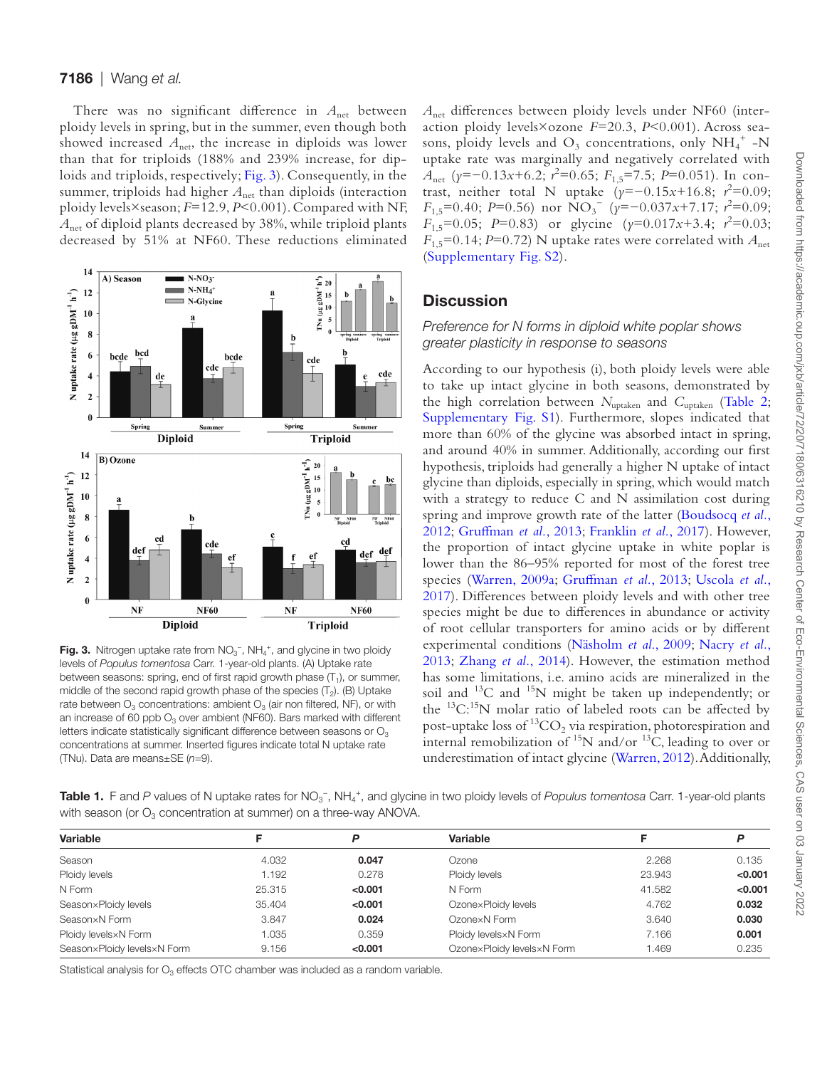There was no significant difference in $A_{net}$ between ploidy levels in spring, but in the summer, even though both showed increased $A_{net}$, the increase in diploids was lower than that for triploids (188% and 239% increase, for diploids and triploids, respectively; Fig. 3). Consequently, in the summer, triploids had higher $A_{net}$ than diploids (interaction ploidy levels×season; $F$=12.9, $P$<0.001). Compared with NF, $A_{net}$ of diploid plants decreased by 38%, while triploid plants decreased by 51% at NF60. These reductions eliminated $A_{net}$ differences between ploidy levels under NF60 (interaction ploidy levels×ozone $F$=20.3, $P$<0.001). Across seasons, ploidy levels and $O_3$ concentrations, only $NH_4^+$-N uptake rate was marginally and negatively correlated with $A_{net}$ ($y$=−0.13$x$+6.2; $r^2$=0.65; $F_{1,5}$=7.5; $P$=0.051). In contrast, neither total N uptake ($y$=−0.15$x$+16.8; $r^2$=0.09; $F_{1,5}$=0.40; $P$=0.56) nor $NO_3^-$ ($y$=−0.037$x$+7.17; $r^2$=0.09; $F_{1,5}$=0.05; $P$=0.83) or glycine ($y$=0.017$x$+3.4; $r^2$=0.03; $F_{1,5}$=0.14; $P$=0.72) N uptake rates were correlated with $A_{net}$ (Supplementary Fig. S2).

**Fig. 3.** Nitrogen uptake rate from $NO_3^-$, $NH_4^+$, and glycine in two ploidy levels of *Populus tomentosa* Carr. 1-year-old plants. (A) Uptake rate between seasons: spring, end of first rapid growth phase ($T_1$), or summer, middle of the second rapid growth phase of the species ($T_2$). (B) Uptake rate between $O_3$ concentrations: ambient $O_3$ (air non filtered, NF), or with an increase of 60 ppb $O_3$ over ambient (NF60). Bars marked with different letters indicate statistically significant difference between seasons or $O_3$ concentrations at summer. Inserted figures indicate total N uptake rate (TNu). Data are means±SE ($n$=9).

## Discussion

### *Preference for N forms in diploid white poplar shows greater plasticity in response to seasons*

According to our hypothesis (i), both ploidy levels were able to take up intact glycine in both seasons, demonstrated by the high correlation between $N_{uptaken}$ and $C_{uptaken}$ (Table 2; Supplementary Fig. S1). Furthermore, slopes indicated that more than 60% of the glycine was absorbed intact in spring, and around 40% in summer. Additionally, according our first hypothesis, triploids had generally a higher N uptake of intact glycine than diploids, especially in spring, which would match with a strategy to reduce C and N assimilation cost during spring and improve growth rate of the latter (Boudsocq *et al.*, 2012; Gruffman *et al.*, 2013; Franklin *et al.*, 2017). However, the proportion of intact glycine uptake in white poplar is lower than the 86–95% reported for most of the forest tree species (Warren, 2009a; Gruffman *et al.*, 2013; Uscola *et al.*, 2017). Differences between ploidy levels and with other tree species might be due to differences in abundance or activity of root cellular transporters for amino acids or by different experimental conditions (Näsholm *et al.*, 2009; Nacry *et al.*, 2013; Zhang *et al.*, 2014). However, the estimation method has some limitations, i.e. amino acids are mineralized in the soil and $^{13}C$ and $^{15}N$ might be taken up independently; or the $^{13}C$:$^{15}N$ molar ratio of labeled roots can be affected by post-uptake loss of $^{13}CO_2$ via respiration, photorespiration and internal remobilization of $^{15}N$ and/or $^{13}C$, leading to over or underestimation of intact glycine (Warren, 2012). Additionally,

**Table 1.** F and *P* values of N uptake rates for $NO_3^-$, $NH_4^+$, and glycine in two ploidy levels of *Populus tomentosa* Carr. 1-year-old plants with season (or $O_3$ concentration at summer) on a three-way ANOVA.

| Variable | F | *P* | Variable | F | *P* |
|---|---|---|---|---|---|
| Season | 4.032 | **0.047** | Ozone | 2.268 | 0.135 |
| Ploidy levels | 1.192 | 0.278 | Ploidy levels | 23.943 | **<0.001** |
| N Form | 25.315 | **<0.001** | N Form | 41.582 | **<0.001** |
| Season×Ploidy levels | 35.404 | **<0.001** | Ozone×Ploidy levels | 4.762 | **0.032** |
| Season×N Form | 3.847 | **0.024** | Ozone×N Form | 3.640 | **0.030** |
| Ploidy levels×N Form | 1.035 | 0.359 | Ploidy levels×N Form | 7.166 | **0.001** |
| Season×Ploidy levels×N Form | 9.156 | **<0.001** | Ozone×Ploidy levels×N Form | 1.469 | 0.235 |

Statistical analysis for $O_3$ effects OTC chamber was included as a random variable.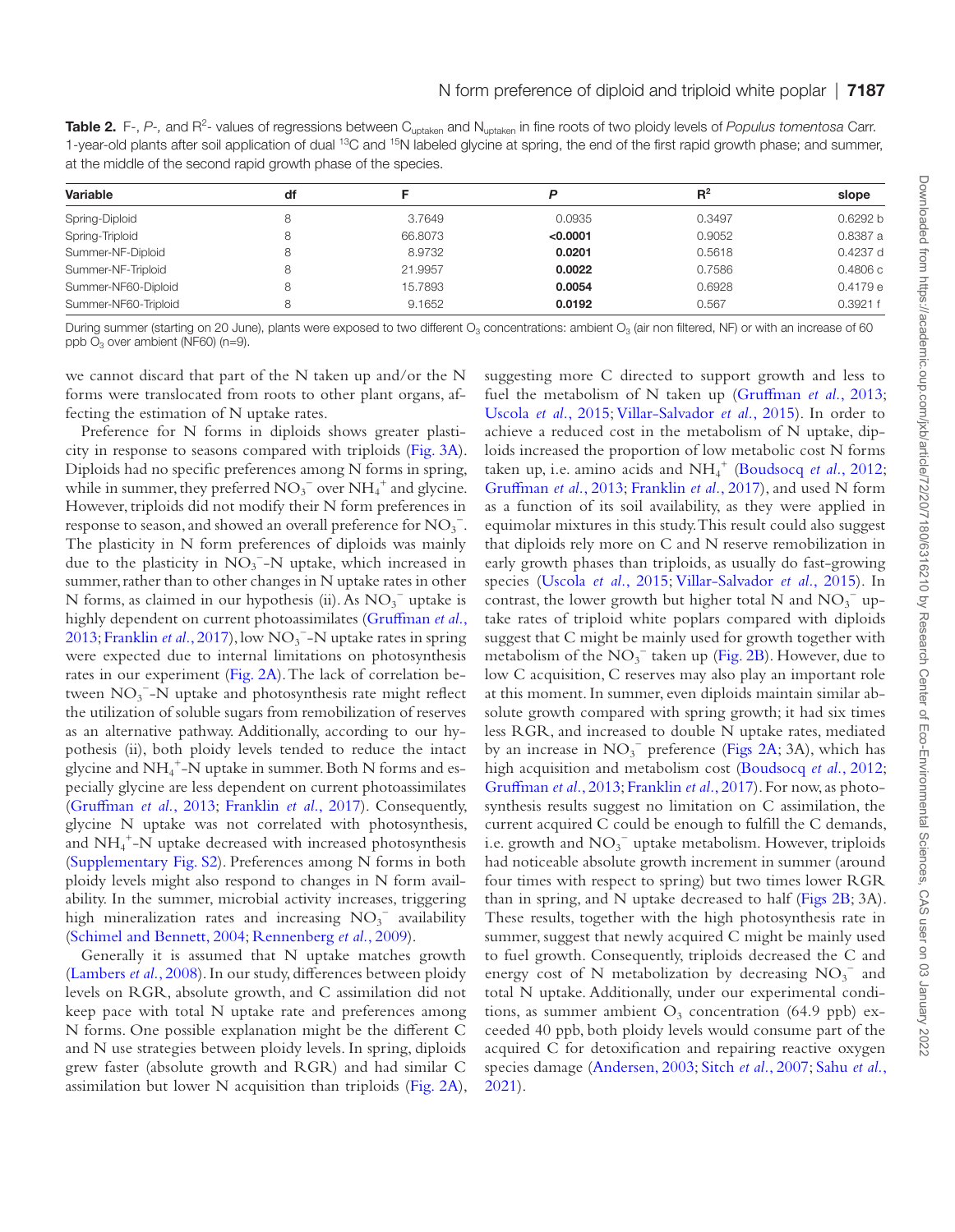**Table 2.** F-, *P*-, and $R^2$- values of regressions between $C_{uptaken}$ and $N_{uptaken}$ in fine roots of two ploidy levels of *Populus tomentosa* Carr. 1-year-old plants after soil application of dual $^{13}C$ and $^{15}N$ labeled glycine at spring, the end of the first rapid growth phase; and summer, at the middle of the second rapid growth phase of the species.

| Variable | df | F | *P* | $R^2$ | slope |
|---|---|---|---|---|---|
| Spring-Diploid | 8 | 3.7649 | 0.0935 | 0.3497 | 0.6292 b |
| Spring-Triploid | 8 | 66.8073 | **<0.0001** | 0.9052 | 0.8387 a |
| Summer-NF-Diploid | 8 | 8.9732 | **0.0201** | 0.5618 | 0.4237 d |
| Summer-NF-Triploid | 8 | 21.9957 | **0.0022** | 0.7586 | 0.4806 c |
| Summer-NF60-Diploid | 8 | 15.7893 | **0.0054** | 0.6928 | 0.4179 e |
| Summer-NF60-Triploid | 8 | 9.1652 | **0.0192** | 0.567 | 0.3921 f |

During summer (starting on 20 June), plants were exposed to two different $O_3$ concentrations: ambient $O_3$ (air non filtered, NF) or with an increase of 60 ppb $O_3$ over ambient (NF60) (n=9).

we cannot discard that part of the N taken up and/or the N forms were translocated from roots to other plant organs, affecting the estimation of N uptake rates.

Preference for N forms in diploids shows greater plasticity in response to seasons compared with triploids (Fig. 3A). Diploids had no specific preferences among N forms in spring, while in summer, they preferred $NO_3^-$ over $NH_4^+$ and glycine. However, triploids did not modify their N form preferences in response to season, and showed an overall preference for $NO_3^-$. The plasticity in N form preferences of diploids was mainly due to the plasticity in $NO_3^-$-N uptake, which increased in summer, rather than to other changes in N uptake rates in other N forms, as claimed in our hypothesis (ii). As $NO_3^-$ uptake is highly dependent on current photoassimilates (Gruffman *et al.*, 2013; Franklin *et al.*, 2017), low $NO_3^-$-N uptake rates in spring were expected due to internal limitations on photosynthesis rates in our experiment (Fig. 2A). The lack of correlation between $NO_3^-$-N uptake and photosynthesis rate might reflect the utilization of soluble sugars from remobilization of reserves as an alternative pathway. Additionally, according to our hypothesis (ii), both ploidy levels tended to reduce the intact glycine and $NH_4^+$-N uptake in summer. Both N forms and especially glycine are less dependent on current photoassimilates (Gruffman *et al.*, 2013; Franklin *et al.*, 2017). Consequently, glycine N uptake was not correlated with photosynthesis, and $NH_4^+$-N uptake decreased with increased photosynthesis (Supplementary Fig. S2). Preferences among N forms in both ploidy levels might also respond to changes in N form availability. In the summer, microbial activity increases, triggering high mineralization rates and increasing $NO_3^-$ availability (Schimel and Bennett, 2004; Rennenberg *et al.*, 2009).

Generally it is assumed that N uptake matches growth (Lambers *et al.*, 2008). In our study, differences between ploidy levels on RGR, absolute growth, and C assimilation did not keep pace with total N uptake rate and preferences among N forms. One possible explanation might be the different C and N use strategies between ploidy levels. In spring, diploids grew faster (absolute growth and RGR) and had similar C assimilation but lower N acquisition than triploids (Fig. 2A), suggesting more C directed to support growth and less to fuel the metabolism of N taken up (Gruffman *et al.*, 2013; Uscola *et al.*, 2015; Villar-Salvador *et al.*, 2015). In order to achieve a reduced cost in the metabolism of N uptake, diploids increased the proportion of low metabolic cost N forms taken up, i.e. amino acids and $NH_4^+$ (Boudsocq *et al.*, 2012; Gruffman *et al.*, 2013; Franklin *et al.*, 2017), and used N form as a function of its soil availability, as they were applied in equimolar mixtures in this study. This result could also suggest that diploids rely more on C and N reserve remobilization in early growth phases than triploids, as usually do fast-growing species (Uscola *et al.*, 2015; Villar-Salvador *et al.*, 2015). In contrast, the lower growth but higher total N and $NO_3^-$ uptake rates of triploid white poplars compared with diploids suggest that C might be mainly used for growth together with metabolism of the $NO_3^-$ taken up (Fig. 2B). However, due to low C acquisition, C reserves may also play an important role at this moment. In summer, even diploids maintain similar absolute growth compared with spring growth; it had six times less RGR, and increased to double N uptake rates, mediated by an increase in $NO_3^-$ preference (Figs 2A; 3A), which has high acquisition and metabolism cost (Boudsocq *et al.*, 2012; Gruffman *et al.*, 2013; Franklin *et al.*, 2017). For now, as photosynthesis results suggest no limitation on C assimilation, the current acquired C could be enough to fulfill the C demands, i.e. growth and $NO_3^-$ uptake metabolism. However, triploids had noticeable absolute growth increment in summer (around four times with respect to spring) but two times lower RGR than in spring, and N uptake decreased to half (Figs 2B; 3A). These results, together with the high photosynthesis rate in summer, suggest that newly acquired C might be mainly used to fuel growth. Consequently, triploids decreased the C and energy cost of N metabolization by decreasing $NO_3^-$ and total N uptake. Additionally, under our experimental conditions, as summer ambient $O_3$ concentration (64.9 ppb) exceeded 40 ppb, both ploidy levels would consume part of the acquired C for detoxification and repairing reactive oxygen species damage (Andersen, 2003; Sitch *et al.*, 2007; Sahu *et al.*, 2021).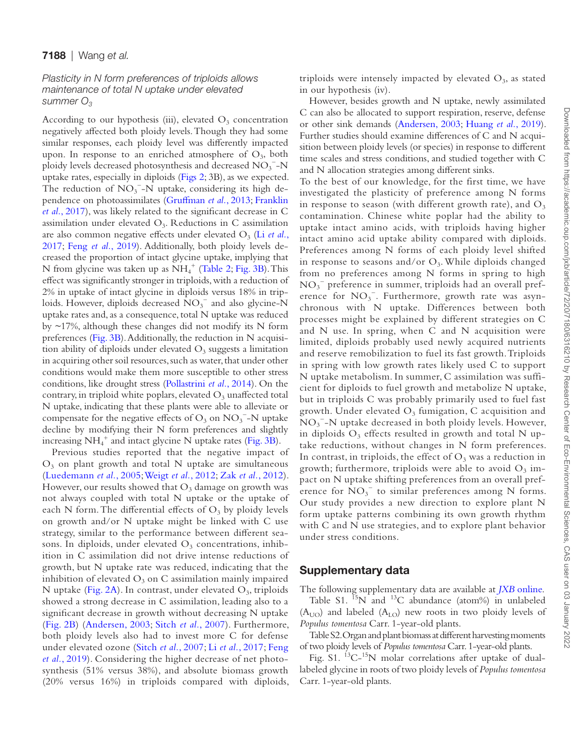### Plasticity in N form preferences of triploids allows maintenance of total N uptake under elevated summer $O_3$

According to our hypothesis (iii), elevated $O_3$ concentration negatively affected both ploidy levels. Though they had some similar responses, each ploidy level was differently impacted upon. In response to an enriched atmosphere of $O_3$, both ploidy levels decreased photosynthesis and decreased $NO_3^-$-N uptake rates, especially in diploids (Figs 2; 3B), as we expected. The reduction of $NO_3^-$-N uptake, considering its high dependence on photoassimilates (Gruffman *et al.*, 2013; Franklin *et al.*, 2017), was likely related to the significant decrease in C assimilation under elevated $O_3$. Reductions in C assimilation are also common negative effects under elevated $O_3$ (Li *et al.*, 2017; Feng *et al.*, 2019). Additionally, both ploidy levels decreased the proportion of intact glycine uptake, implying that N from glycine was taken up as $NH_4^+$ (Table 2; Fig. 3B). This effect was significantly stronger in triploids, with a reduction of 2% in uptake of intact glycine in diploids versus 18% in triploids. However, diploids decreased $NO_3^-$ and also glycine-N uptake rates and, as a consequence, total N uptake was reduced by ~17%, although these changes did not modify its N form preferences (Fig. 3B). Additionally, the reduction in N acquisition ability of diploids under elevated $O_3$ suggests a limitation in acquiring other soil resources, such as water, that under other conditions would make them more susceptible to other stress conditions, like drought stress (Pollastrini *et al.*, 2014). On the contrary, in triploid white poplars, elevated $O_3$ unaffected total N uptake, indicating that these plants were able to alleviate or compensate for the negative effects of $O_3$ on $NO_3^-$-N uptake decline by modifying their N form preferences and slightly increasing $NH_4^+$ and intact glycine N uptake rates (Fig. 3B).

Previous studies reported that the negative impact of $O_3$ on plant growth and total N uptake are simultaneous (Luedemann *et al.*, 2005; Weigt *et al.*, 2012; Zak *et al.*, 2012). However, our results showed that $O_3$ damage on growth was not always coupled with total N uptake or the uptake of each N form. The differential effects of $O_3$ by ploidy levels on growth and/or N uptake might be linked with C use strategy, similar to the performance between different seasons. In diploids, under elevated $O_3$ concentrations, inhibition in C assimilation did not drive intense reductions of growth, but N uptake rate was reduced, indicating that the inhibition of elevated $O_3$ on C assimilation mainly impaired N uptake (Fig. 2A). In contrast, under elevated $O_3$, triploids showed a strong decrease in C assimilation, leading also to a significant decrease in growth without decreasing N uptake (Fig. 2B) (Andersen, 2003; Sitch *et al.*, 2007). Furthermore, both ploidy levels also had to invest more C for defense under elevated ozone (Sitch *et al.*, 2007; Li *et al.*, 2017; Feng *et al.*, 2019). Considering the higher decrease of net photosynthesis (51% versus 38%), and absolute biomass growth (20% versus 16%) in triploids compared with diploids, triploids were intensely impacted by elevated $O_3$, as stated in our hypothesis (iv).

However, besides growth and N uptake, newly assimilated C can also be allocated to support respiration, reserve, defense or other sink demands (Andersen, 2003; Huang *et al.*, 2019). Further studies should examine differences of C and N acquisition between ploidy levels (or species) in response to different time scales and stress conditions, and studied together with C and N allocation strategies among different sinks.

To the best of our knowledge, for the first time, we have investigated the plasticity of preference among N forms in response to season (with different growth rate), and $O_3$ contamination. Chinese white poplar had the ability to uptake intact amino acids, with triploids having higher intact amino acid uptake ability compared with diploids. Preferences among N forms of each ploidy level shifted in response to seasons and/or $O_3$. While diploids changed from no preferences among N forms in spring to high $NO_3^-$ preference in summer, triploids had an overall preference for $NO_3^-$. Furthermore, growth rate was asynchronous with N uptake. Differences between both processes might be explained by different strategies on C and N use. In spring, when C and N acquisition were limited, diploids probably used newly acquired nutrients and reserve remobilization to fuel its fast growth. Triploids in spring with low growth rates likely used C to support N uptake metabolism. In summer, C assimilation was sufficient for diploids to fuel growth and metabolize N uptake, but in triploids C was probably primarily used to fuel fast growth. Under elevated $O_3$ fumigation, C acquisition and $NO_3^-$-N uptake decreased in both ploidy levels. However, in diploids $O_3$ effects resulted in growth and total N uptake reductions, without changes in N form preferences. In contrast, in triploids, the effect of $O_3$ was a reduction in growth; furthermore, triploids were able to avoid $O_3$ impact on N uptake shifting preferences from an overall preference for $NO_3^-$ to similar preferences among N forms. Our study provides a new direction to explore plant N form uptake patterns combining its own growth rhythm with C and N use strategies, and to explore plant behavior under stress conditions.

## Supplementary data

The following supplementary data are available at *JXB* online.

Table S1. $^{15}N$ and $^{13}C$ abundance (atom%) in unlabeled ($A_{UO}$) and labeled ($A_{LO}$) new roots in two ploidy levels of *Populus tomentosa* Carr. 1-year-old plants.

Table S2. Organ and plant biomass at different harvesting moments of two ploidy levels of *Populus tomentosa* Carr. 1-year-old plants.

Fig. S1. $^{13}C$-$^{15}N$ molar correlations after uptake of dual-labeled glycine in roots of two ploidy levels of *Populus tomentosa* Carr. 1-year-old plants.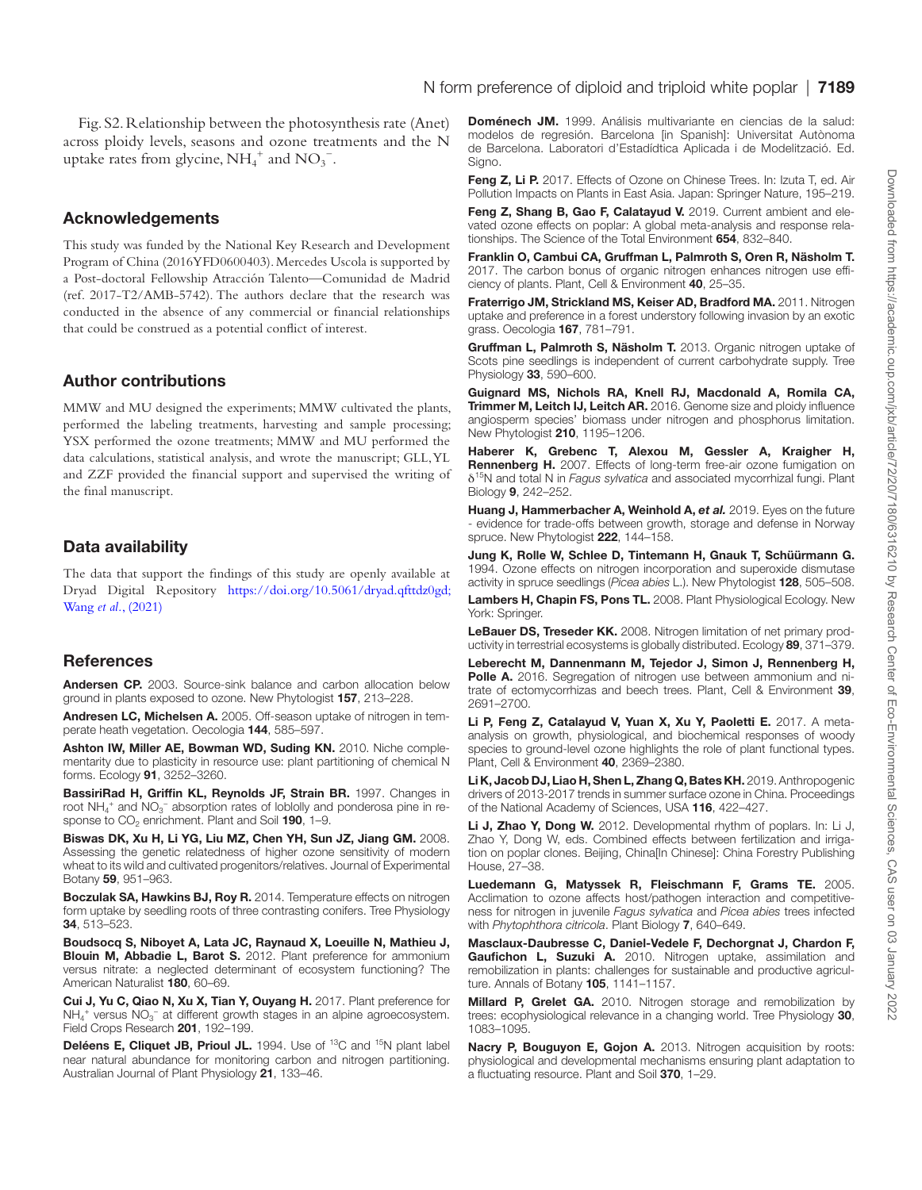Fig. S2. Relationship between the photosynthesis rate (Anet) across ploidy levels, seasons and ozone treatments and the N uptake rates from glycine, $NH_4^+$ and $NO_3^-$.

## Acknowledgements

This study was funded by the National Key Research and Development Program of China (2016YFD0600403). Mercedes Uscola is supported by a Post-doctoral Fellowship Atracción Talento—Comunidad de Madrid (ref. 2017-T2/AMB-5742). The authors declare that the research was conducted in the absence of any commercial or financial relationships that could be construed as a potential conflict of interest.

## Author contributions

MMW and MU designed the experiments; MMW cultivated the plants, performed the labeling treatments, harvesting and sample processing; YSX performed the ozone treatments; MMW and MU performed the data calculations, statistical analysis, and wrote the manuscript; GLL, YL and ZZF provided the financial support and supervised the writing of the final manuscript.

## Data availability

The data that support the findings of this study are openly available at Dryad Digital Repository https://doi.org/10.5061/dryad.qfttdz0gd; Wang *et al.*, (2021)

## References

**Andersen CP.** 2003. Source-sink balance and carbon allocation below ground in plants exposed to ozone. New Phytologist **157**, 213–228.

**Andresen LC, Michelsen A.** 2005. Off-season uptake of nitrogen in temperate heath vegetation. Oecologia **144**, 585–597.

**Ashton IW, Miller AE, Bowman WD, Suding KN.** 2010. Niche complementarity due to plasticity in resource use: plant partitioning of chemical N forms. Ecology **91**, 3252–3260.

**BassiriRad H, Griffin KL, Reynolds JF, Strain BR.** 1997. Changes in root $NH_4^+$ and $NO_3^-$ absorption rates of loblolly and ponderosa pine in response to $CO_2$ enrichment. Plant and Soil **190**, 1–9.

**Biswas DK, Xu H, Li YG, Liu MZ, Chen YH, Sun JZ, Jiang GM.** 2008. Assessing the genetic relatedness of higher ozone sensitivity of modern wheat to its wild and cultivated progenitors/relatives. Journal of Experimental Botany **59**, 951–963.

**Boczulak SA, Hawkins BJ, Roy R.** 2014. Temperature effects on nitrogen form uptake by seedling roots of three contrasting conifers. Tree Physiology **34**, 513–523.

**Boudsocq S, Niboyet A, Lata JC, Raynaud X, Loeuille N, Mathieu J, Blouin M, Abbadie L, Barot S.** 2012. Plant preference for ammonium versus nitrate: a neglected determinant of ecosystem functioning? The American Naturalist **180**, 60–69.

**Cui J, Yu C, Qiao N, Xu X, Tian Y, Ouyang H.** 2017. Plant preference for $NH_4^+$ versus $NO_3^-$ at different growth stages in an alpine agroecosystem. Field Crops Research **201**, 192–199.

**Deléens E, Cliquet JB, Prioul JL.** 1994. Use of $^{13}C$ and $^{15}N$ plant label near natural abundance for monitoring carbon and nitrogen partitioning. Australian Journal of Plant Physiology **21**, 133–46.

**Doménech JM.** 1999. Análisis multivariante en ciencias de la salud: modelos de regresión. Barcelona [in Spanish]: Universitat Autònoma de Barcelona. Laboratori d'Estadídtica Aplicada i de Modelització. Ed. Signo.

**Feng Z, Li P.** 2017. Effects of Ozone on Chinese Trees. In: Izuta T, ed. Air Pollution Impacts on Plants in East Asia. Japan: Springer Nature, 195–219.

**Feng Z, Shang B, Gao F, Calatayud V.** 2019. Current ambient and elevated ozone effects on poplar: A global meta-analysis and response relationships. The Science of the Total Environment **654**, 832–840.

**Franklin O, Cambui CA, Gruffman L, Palmroth S, Oren R, Näsholm T.** 2017. The carbon bonus of organic nitrogen enhances nitrogen use efficiency of plants. Plant, Cell & Environment **40**, 25–35.

**Fraterrigo JM, Strickland MS, Keiser AD, Bradford MA.** 2011. Nitrogen uptake and preference in a forest understory following invasion by an exotic grass. Oecologia **167**, 781–791.

**Gruffman L, Palmroth S, Näsholm T.** 2013. Organic nitrogen uptake of Scots pine seedlings is independent of current carbohydrate supply. Tree Physiology **33**, 590–600.

**Guignard MS, Nichols RA, Knell RJ, Macdonald A, Romila CA, Trimmer M, Leitch IJ, Leitch AR.** 2016. Genome size and ploidy influence angiosperm species' biomass under nitrogen and phosphorus limitation. New Phytologist **210**, 1195–1206.

**Haberer K, Grebenc T, Alexou M, Gessler A, Kraigher H, Rennenberg H.** 2007. Effects of long-term free-air ozone fumigation on $\delta^{15}N$ and total N in *Fagus sylvatica* and associated mycorrhizal fungi. Plant Biology **9**, 242–252.

**Huang J, Hammerbacher A, Weinhold A, *et al.*** 2019. Eyes on the future - evidence for trade-offs between growth, storage and defense in Norway spruce. New Phytologist **222**, 144–158.

**Jung K, Rolle W, Schlee D, Tintemann H, Gnauk T, Schüürmann G.** 1994. Ozone effects on nitrogen incorporation and superoxide dismutase activity in spruce seedlings (*Picea abies* L.). New Phytologist **128**, 505–508.

**Lambers H, Chapin FS, Pons TL.** 2008. Plant Physiological Ecology. New York: Springer.

**LeBauer DS, Treseder KK.** 2008. Nitrogen limitation of net primary productivity in terrestrial ecosystems is globally distributed. Ecology **89**, 371–379.

**Leberecht M, Dannenmann M, Tejedor J, Simon J, Rennenberg H, Polle A.** 2016. Segregation of nitrogen use between ammonium and nitrate of ectomycorrhizas and beech trees. Plant, Cell & Environment **39**, 2691–2700.

**Li P, Feng Z, Catalayud V, Yuan X, Xu Y, Paoletti E.** 2017. A meta-analysis on growth, physiological, and biochemical responses of woody species to ground-level ozone highlights the role of plant functional types. Plant, Cell & Environment **40**, 2369–2380.

**Li K, Jacob DJ, Liao H, Shen L, Zhang Q, Bates KH.** 2019. Anthropogenic drivers of 2013-2017 trends in summer surface ozone in China. Proceedings of the National Academy of Sciences, USA **116**, 422–427.

**Li J, Zhao Y, Dong W.** 2012. Developmental rhythm of poplars. In: Li J, Zhao Y, Dong W, eds. Combined effects between fertilization and irrigation on poplar clones. Beijing, China[In Chinese]: China Forestry Publishing House, 27–38.

**Luedemann G, Matyssek R, Fleischmann F, Grams TE.** 2005. Acclimation to ozone affects host/pathogen interaction and competitiveness for nitrogen in juvenile *Fagus sylvatica* and *Picea abies* trees infected with *Phytophthora citricola*. Plant Biology **7**, 640–649.

**Masclaux-Daubresse C, Daniel-Vedele F, Dechorgnat J, Chardon F, Gaufichon L, Suzuki A.** 2010. Nitrogen uptake, assimilation and remobilization in plants: challenges for sustainable and productive agriculture. Annals of Botany **105**, 1141–1157.

**Millard P, Grelet GA.** 2010. Nitrogen storage and remobilization by trees: ecophysiological relevance in a changing world. Tree Physiology **30**, 1083–1095.

**Nacry P, Bouguyon E, Gojon A.** 2013. Nitrogen acquisition by roots: physiological and developmental mechanisms ensuring plant adaptation to a fluctuating resource. Plant and Soil **370**, 1–29.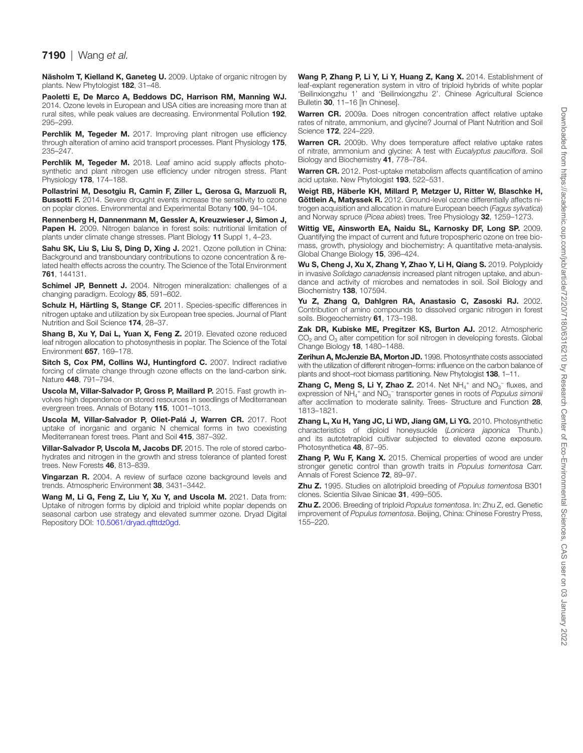**Näsholm T, Kielland K, Ganeteg U.** 2009. Uptake of organic nitrogen by plants. New Phytologist **182**, 31–48.

**Paoletti E, De Marco A, Beddows DC, Harrison RM, Manning WJ.** 2014. Ozone levels in European and USA cities are increasing more than at rural sites, while peak values are decreasing. Environmental Pollution **192**, 295–299.

**Perchlik M, Tegeder M.** 2017. Improving plant nitrogen use efficiency through alteration of amino acid transport processes. Plant Physiology **175**, 235–247.

**Perchlik M, Tegeder M.** 2018. Leaf amino acid supply affects photosynthetic and plant nitrogen use efficiency under nitrogen stress. Plant Physiology **178**, 174–188.

**Pollastrini M, Desotgiu R, Camin F, Ziller L, Gerosa G, Marzuoli R, Bussotti F.** 2014. Severe drought events increase the sensitivity to ozone on poplar clones. Environmental and Experimental Botany **100**, 94–104.

**Rennenberg H, Dannenmann M, Gessler A, Kreuzwieser J, Simon J, Papen H.** 2009. Nitrogen balance in forest soils: nutritional limitation of plants under climate change stresses. Plant Biology **11** Suppl 1, 4–23.

**Sahu SK, Liu S, Liu S, Ding D, Xing J.** 2021. Ozone pollution in China: Background and transboundary contributions to ozone concentration & related health effects across the country. The Science of the Total Environment **761**, 144131.

**Schimel JP, Bennett J.** 2004. Nitrogen mineralization: challenges of a changing paradigm. Ecology **85**, 591–602.

**Schulz H, Härtling S, Stange CF.** 2011. Species-specific differences in nitrogen uptake and utilization by six European tree species. Journal of Plant Nutrition and Soil Science **174**, 28–37.

**Shang B, Xu Y, Dai L, Yuan X, Feng Z.** 2019. Elevated ozone reduced leaf nitrogen allocation to photosynthesis in poplar. The Science of the Total Environment **657**, 169–178.

**Sitch S, Cox PM, Collins WJ, Huntingford C.** 2007. Indirect radiative forcing of climate change through ozone effects on the land-carbon sink. Nature **448**, 791–794.

**Uscola M, Villar-Salvador P, Gross P, Maillard P.** 2015. Fast growth involves high dependence on stored resources in seedlings of Mediterranean evergreen trees. Annals of Botany **115**, 1001–1013.

**Uscola M, Villar-Salvador P, Oliet-Palá J, Warren CR.** 2017. Root uptake of inorganic and organic N chemical forms in two coexisting Mediterranean forest trees. Plant and Soil **415**, 387–392.

**Villar-Salvador P, Uscola M, Jacobs DF.** 2015. The role of stored carbohydrates and nitrogen in the growth and stress tolerance of planted forest trees. New Forests **46**, 813–839.

**Vingarzan R.** 2004. A review of surface ozone background levels and trends. Atmospheric Environment **38**, 3431–3442.

**Wang M, Li G, Feng Z, Liu Y, Xu Y, and Uscola M.** 2021. Data from: Uptake of nitrogen forms by diploid and triploid white poplar depends on seasonal carbon use strategy and elevated summer ozone. Dryad Digital Repository DOI: 10.5061/dryad.qfttdz0gd.

**Wang P, Zhang P, Li Y, Li Y, Huang Z, Kang X.** 2014. Establishment of leaf-explant regeneration system in vitro of triploid hybrids of white poplar 'Beilinxiongzhu 1' and 'Beilinxiongzhu 2'. Chinese Agricultural Science Bulletin **30**, 11–16 [In Chinese].

**Warren CR.** 2009a. Does nitrogen concentration affect relative uptake rates of nitrate, ammonium, and glycine? Journal of Plant Nutrition and Soil Science **172**, 224–229.

**Warren CR.** 2009b. Why does temperature affect relative uptake rates of nitrate, ammonium and glycine: A test with *Eucalyptus pauciflora*. Soil Biology and Biochemistry **41**, 778–784.

**Warren CR.** 2012. Post-uptake metabolism affects quantification of amino acid uptake. New Phytologist **193**, 522–531.

**Weigt RB, Häberle KH, Millard P, Metzger U, Ritter W, Blaschke H, Göttlein A, Matyssek R.** 2012. Ground-level ozone differentially affects nitrogen acquisition and allocation in mature European beech (*Fagus sylvatica*) and Norway spruce (*Picea abies*) trees. Tree Physiology **32**, 1259–1273.

**Wittig VE, Ainsworth EA, Naidu SL, Karnosky DF, Long SP.** 2009. Quantifying the impact of current and future tropospheric ozone on tree biomass, growth, physiology and biochemistry: A quantitative meta-analysis. Global Change Biology **15**, 396–424.

**Wu S, Cheng J, Xu X, Zhang Y, Zhao Y, Li H, Qiang S.** 2019. Polyploidy in invasive *Solidago canadensis* increased plant nitrogen uptake, and abundance and activity of microbes and nematodes in soil. Soil Biology and Biochemistry **138**, 107594.

**Yu Z, Zhang Q, Dahlgren RA, Anastasio C, Zasoski RJ.** 2002. Contribution of amino compounds to dissolved organic nitrogen in forest soils. Biogeochemistry **61**, 173–198.

**Zak DR, Kubiske ME, Pregitzer KS, Burton AJ.** 2012. Atmospheric $CO_2$ and $O_3$ alter competition for soil nitrogen in developing forests. Global Change Biology **18**, 1480–1488.

**Zerihun A, McJenzie BA, Morton JD.** 1998. Photosynthate costs associated with the utilization of different nitrogen–forms: influence on the carbon balance of plants and shoot–root biomass partitioning. New Phytologist **138**, 1–11.

**Zhang C, Meng S, Li Y, Zhao Z.** 2014. Net $NH_4^+$ and $NO_3^-$ fluxes, and expression of $NH_4^+$ and $NO_3^-$ transporter genes in roots of *Populus simonii* after acclimation to moderate salinity. Trees- Structure and Function **28**, 1813–1821.

**Zhang L, Xu H, Yang JC, Li WD, Jiang GM, Li YG.** 2010. Photosynthetic characteristics of diploid honeysuckle (*Lonicera japonica* Thunb.) and its autotetraploid cultivar subjected to elevated ozone exposure. Photosynthetica **48**, 87–95.

**Zhang P, Wu F, Kang X.** 2015. Chemical properties of wood are under stronger genetic control than growth traits in *Populus tomentosa* Carr. Annals of Forest Science **72**, 89–97.

**Zhu Z.** 1995. Studies on allotriploid breeding of *Populus tomentosa* B301 clones. Scientia Silvae Sinicae **31**, 499–505.

**Zhu Z.** 2006. Breeding of triploid *Populus tomentosa*. In: Zhu Z, ed. Genetic improvement of *Populus tomentosa*. Beijing, China: Chinese Forestry Press, 155–220.